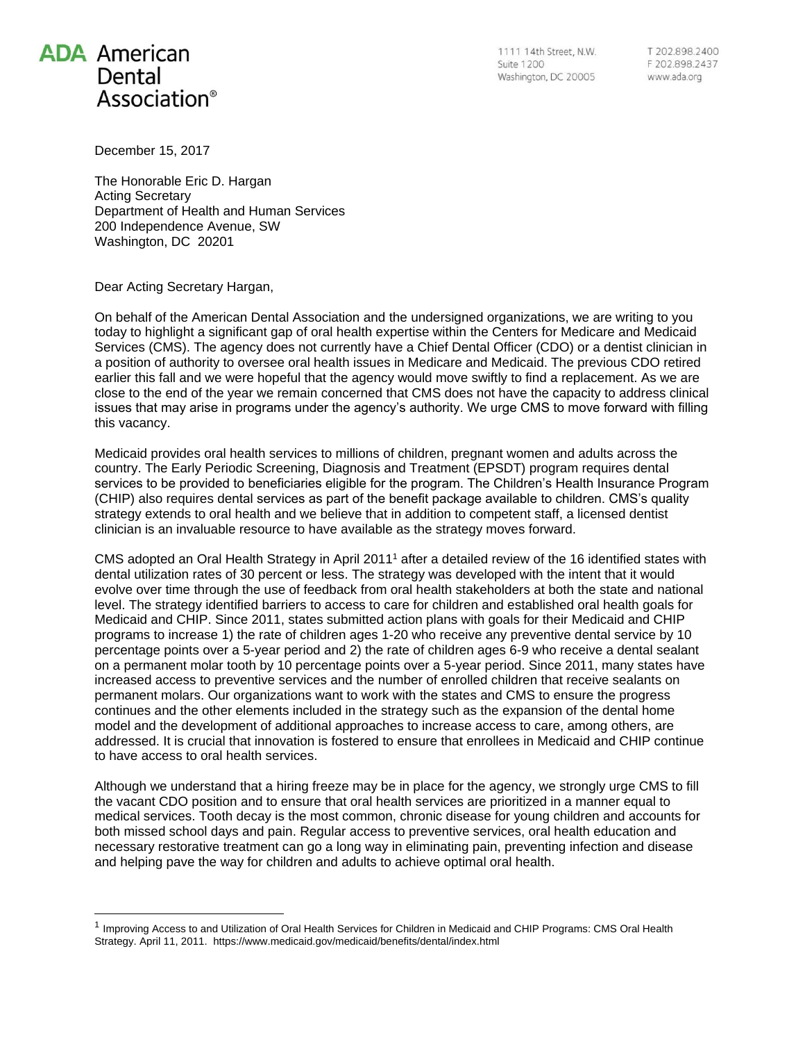**ADA American Dental Association®**

1111 14th Street, N.W.
Suite 1200
Washington, DC 20005

T 202.898.2400
F 202.898.2437
www.ada.org

December 15, 2017

The Honorable Eric D. Hargan
Acting Secretary
Department of Health and Human Services
200 Independence Avenue, SW
Washington, DC 20201

Dear Acting Secretary Hargan,

On behalf of the American Dental Association and the undersigned organizations, we are writing to you today to highlight a significant gap of oral health expertise within the Centers for Medicare and Medicaid Services (CMS). The agency does not currently have a Chief Dental Officer (CDO) or a dentist clinician in a position of authority to oversee oral health issues in Medicare and Medicaid. The previous CDO retired earlier this fall and we were hopeful that the agency would move swiftly to find a replacement. As we are close to the end of the year we remain concerned that CMS does not have the capacity to address clinical issues that may arise in programs under the agency's authority. We urge CMS to move forward with filling this vacancy.

Medicaid provides oral health services to millions of children, pregnant women and adults across the country. The Early Periodic Screening, Diagnosis and Treatment (EPSDT) program requires dental services to be provided to beneficiaries eligible for the program. The Children's Health Insurance Program (CHIP) also requires dental services as part of the benefit package available to children. CMS's quality strategy extends to oral health and we believe that in addition to competent staff, a licensed dentist clinician is an invaluable resource to have available as the strategy moves forward.

CMS adopted an Oral Health Strategy in April 2011[1] after a detailed review of the 16 identified states with dental utilization rates of 30 percent or less. The strategy was developed with the intent that it would evolve over time through the use of feedback from oral health stakeholders at both the state and national level. The strategy identified barriers to access to care for children and established oral health goals for Medicaid and CHIP. Since 2011, states submitted action plans with goals for their Medicaid and CHIP programs to increase 1) the rate of children ages 1-20 who receive any preventive dental service by 10 percentage points over a 5-year period and 2) the rate of children ages 6-9 who receive a dental sealant on a permanent molar tooth by 10 percentage points over a 5-year period. Since 2011, many states have increased access to preventive services and the number of enrolled children that receive sealants on permanent molars. Our organizations want to work with the states and CMS to ensure the progress continues and the other elements included in the strategy such as the expansion of the dental home model and the development of additional approaches to increase access to care, among others, are addressed. It is crucial that innovation is fostered to ensure that enrollees in Medicaid and CHIP continue to have access to oral health services.

Although we understand that a hiring freeze may be in place for the agency, we strongly urge CMS to fill the vacant CDO position and to ensure that oral health services are prioritized in a manner equal to medical services. Tooth decay is the most common, chronic disease for young children and accounts for both missed school days and pain. Regular access to preventive services, oral health education and necessary restorative treatment can go a long way in eliminating pain, preventing infection and disease and helping pave the way for children and adults to achieve optimal oral health.

---

[1] Improving Access to and Utilization of Oral Health Services for Children in Medicaid and CHIP Programs: CMS Oral Health Strategy. April 11, 2011. https://www.medicaid.gov/medicaid/benefits/dental/index.html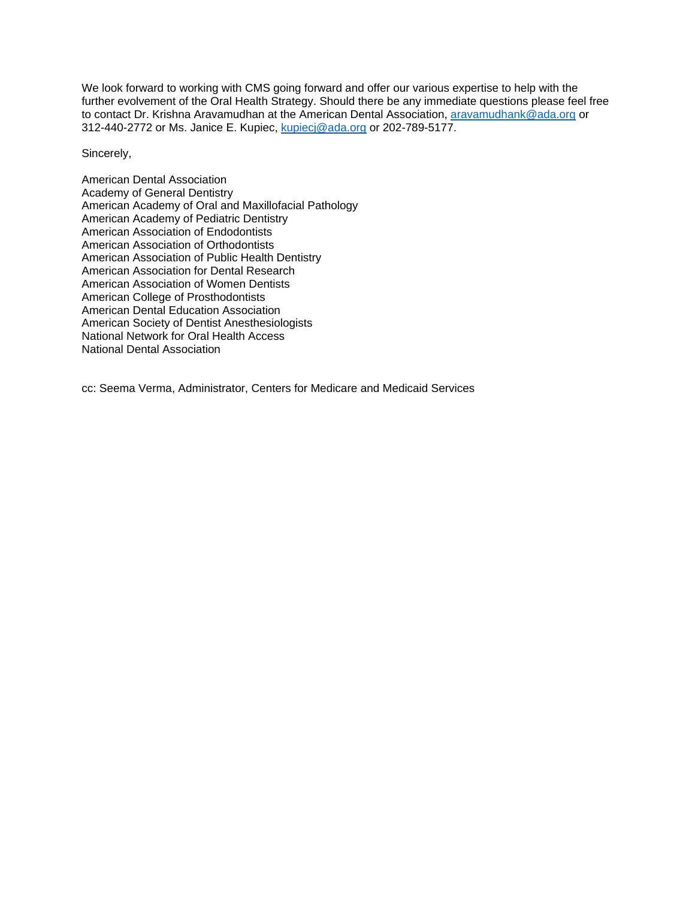We look forward to working with CMS going forward and offer our various expertise to help with the further evolvement of the Oral Health Strategy. Should there be any immediate questions please feel free to contact Dr. Krishna Aravamudhan at the American Dental Association, aravamudhank@ada.org or 312-440-2772 or Ms. Janice E. Kupiec, kupiecj@ada.org or 202-789-5177.

Sincerely,

American Dental Association
Academy of General Dentistry
American Academy of Oral and Maxillofacial Pathology
American Academy of Pediatric Dentistry
American Association of Endodontists
American Association of Orthodontists
American Association of Public Health Dentistry
American Association for Dental Research
American Association of Women Dentists
American College of Prosthodontists
American Dental Education Association
American Society of Dentist Anesthesiologists
National Network for Oral Health Access
National Dental Association

cc: Seema Verma, Administrator, Centers for Medicare and Medicaid Services